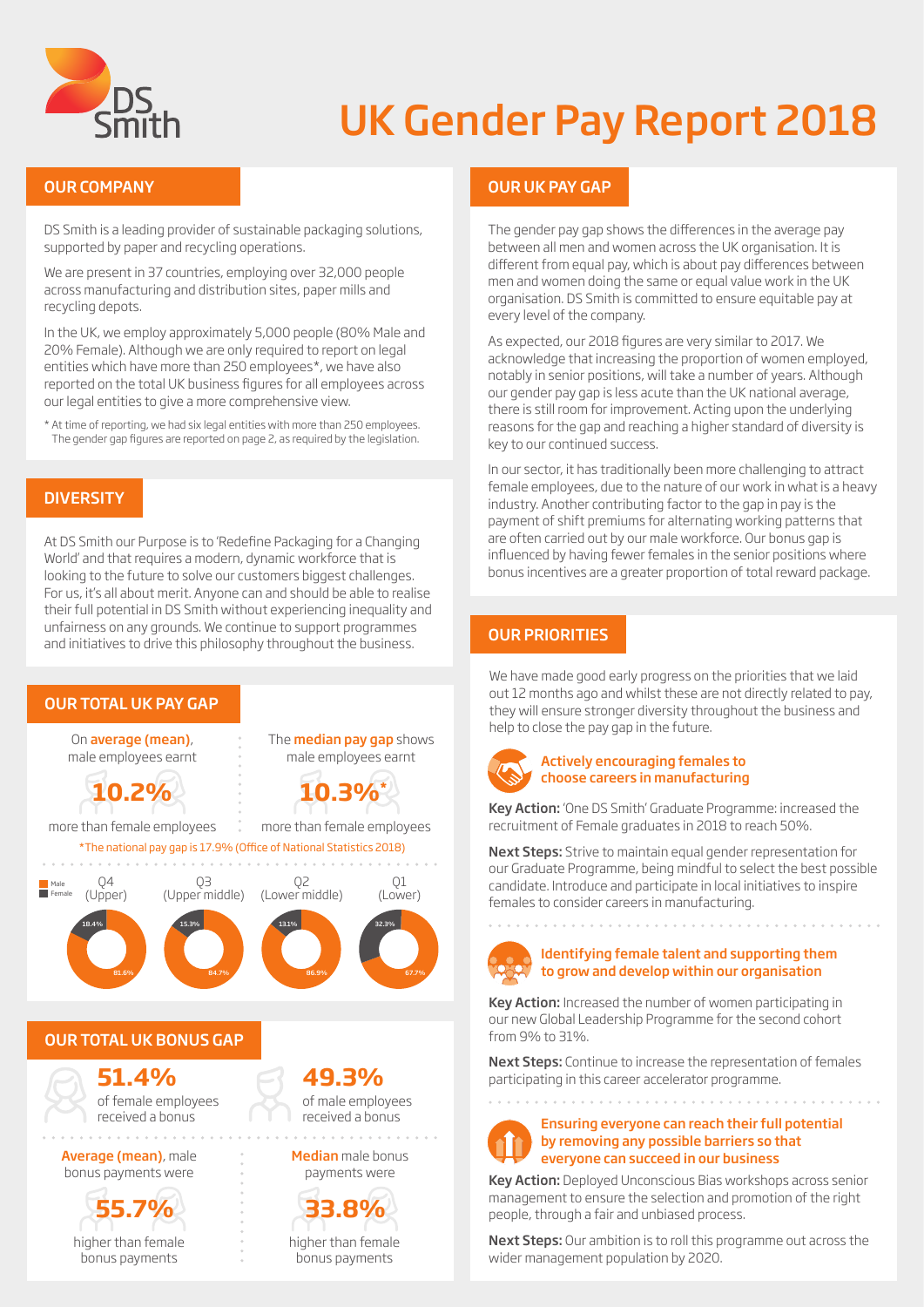# UK Gender Pay Report 2018

## OUR COMPANY

DS Smith is a leading provider of sustainable packaging solutions, supported by paper and recycling operations.

We are present in 37 countries, employing over 32,000 people across manufacturing and distribution sites, paper mills and recycling depots.

In the UK, we employ approximately 5,000 people (80% Male and 20% Female). Although we are only required to report on legal entities which have more than 250 employees*, we have also reported on the total UK business figures for all employees across our legal entities to give a more comprehensive view.

* At time of reporting, we had six legal entities with more than 250 employees. The gender gap figures are reported on page 2, as required by the legislation.

## DIVERSITY

At DS Smith our Purpose is to 'Redefine Packaging for a Changing World' and that requires a modern, dynamic workforce that is looking to the future to solve our customers biggest challenges. For us, it's all about merit. Anyone can and should be able to realise their full potential in DS Smith without experiencing inequality and unfairness on any grounds. We continue to support programmes and initiatives to drive this philosophy throughout the business.

## OUR TOTAL UK PAY GAP

On **average (mean)**, male employees earnt **10.2%** more than female employees

The **median pay gap** shows male employees earnt **10.3%*** more than female employees

*The national pay gap is 17.9% (Office of National Statistics 2018)

| | Q4 (Upper) | Q3 (Upper middle) | Q2 (Lower middle) | Q1 (Lower) |
|---|---|---|---|---|
| Male | 81.6% | 84.7% | 86.9% | 67.7% |
| Female | 18.4% | 15.3% | 13.1% | 32.3% |

## OUR TOTAL UK BONUS GAP

**51.4%** of female employees received a bonus

**49.3%** of male employees received a bonus

**Average (mean)**, male bonus payments were **55.7%** higher than female bonus payments

**Median** male bonus payments were **33.8%** higher than female bonus payments

## OUR UK PAY GAP

The gender pay gap shows the differences in the average pay between all men and women across the UK organisation. It is different from equal pay, which is about pay differences between men and women doing the same or equal value work in the UK organisation. DS Smith is committed to ensure equitable pay at every level of the company.

As expected, our 2018 figures are very similar to 2017. We acknowledge that increasing the proportion of women employed, notably in senior positions, will take a number of years. Although our gender pay gap is less acute than the UK national average, there is still room for improvement. Acting upon the underlying reasons for the gap and reaching a higher standard of diversity is key to our continued success.

In our sector, it has traditionally been more challenging to attract female employees, due to the nature of our work in what is a heavy industry. Another contributing factor to the gap in pay is the payment of shift premiums for alternating working patterns that are often carried out by our male workforce. Our bonus gap is influenced by having fewer females in the senior positions where bonus incentives are a greater proportion of total reward package.

## OUR PRIORITIES

We have made good early progress on the priorities that we laid out 12 months ago and whilst these are not directly related to pay, they will ensure stronger diversity throughout the business and help to close the pay gap in the future.

### Actively encouraging females to choose careers in manufacturing

**Key Action:** 'One DS Smith' Graduate Programme: increased the recruitment of Female graduates in 2018 to reach 50%.

**Next Steps:** Strive to maintain equal gender representation for our Graduate Programme, being mindful to select the best possible candidate. Introduce and participate in local initiatives to inspire females to consider careers in manufacturing.

### Identifying female talent and supporting them to grow and develop within our organisation

**Key Action:** Increased the number of women participating in our new Global Leadership Programme for the second cohort from 9% to 31%.

**Next Steps:** Continue to increase the representation of females participating in this career accelerator programme.

### Ensuring everyone can reach their full potential by removing any possible barriers so that everyone can succeed in our business

**Key Action:** Deployed Unconscious Bias workshops across senior management to ensure the selection and promotion of the right people, through a fair and unbiased process.

**Next Steps:** Our ambition is to roll this programme out across the wider management population by 2020.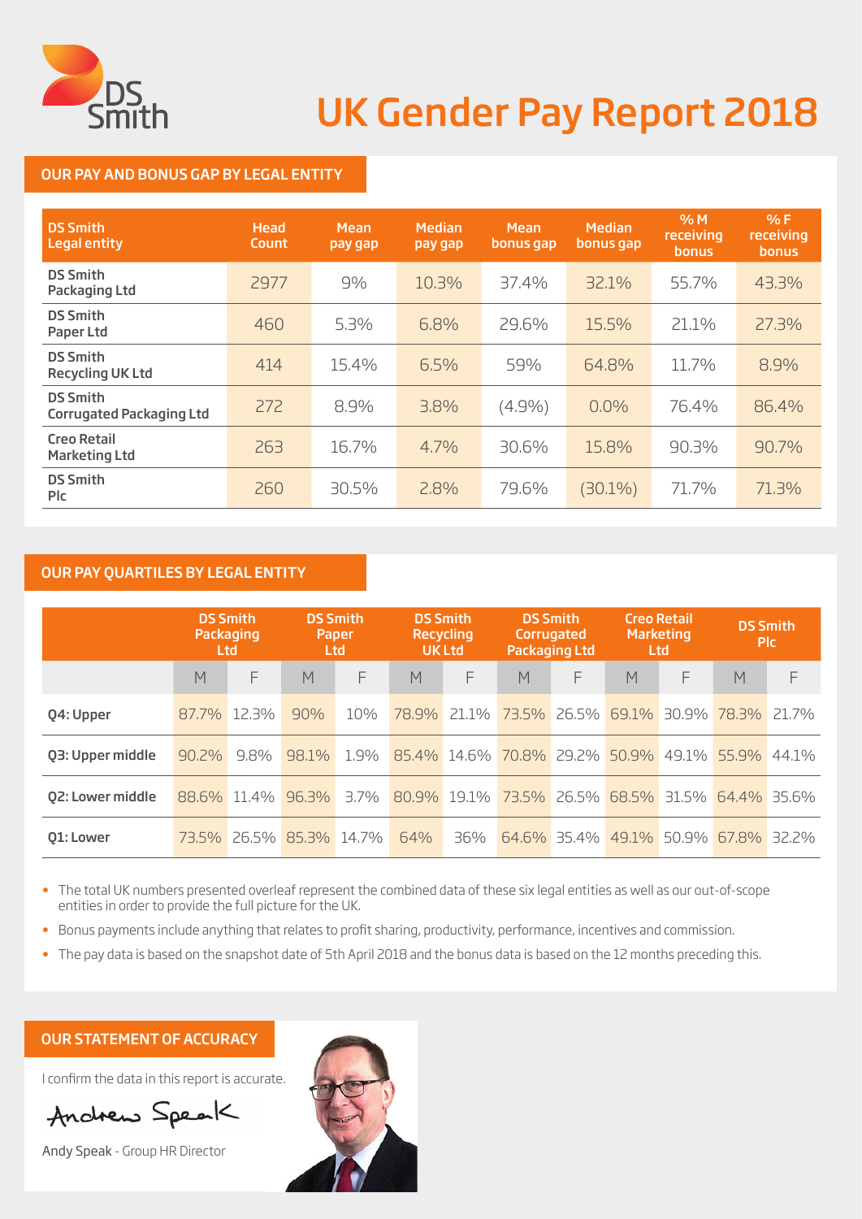# UK Gender Pay Report 2018

## OUR PAY AND BONUS GAP BY LEGAL ENTITY

| DS Smith Legal entity | Head Count | Mean pay gap | Median pay gap | Mean bonus gap | Median bonus gap | % M receiving bonus | % F receiving bonus |
|---|---|---|---|---|---|---|---|
| DS Smith Packaging Ltd | 2977 | 9% | 10.3% | 37.4% | 32.1% | 55.7% | 43.3% |
| DS Smith Paper Ltd | 460 | 5.3% | 6.8% | 29.6% | 15.5% | 21.1% | 27.3% |
| DS Smith Recycling UK Ltd | 414 | 15.4% | 6.5% | 59% | 64.8% | 11.7% | 8.9% |
| DS Smith Corrugated Packaging Ltd | 272 | 8.9% | 3.8% | (4.9%) | 0.0% | 76.4% | 86.4% |
| Creo Retail Marketing Ltd | 263 | 16.7% | 4.7% | 30.6% | 15.8% | 90.3% | 90.7% |
| DS Smith Plc | 260 | 30.5% | 2.8% | 79.6% | (30.1%) | 71.7% | 71.3% |

## OUR PAY QUARTILES BY LEGAL ENTITY

| | DS Smith Packaging Ltd | | DS Smith Paper Ltd | | DS Smith Recycling UK Ltd | | DS Smith Corrugated Packaging Ltd | | Creo Retail Marketing Ltd | | DS Smith Plc | |
|---|---|---|---|---|---|---|---|---|---|---|---|---|
| | M | F | M | F | M | F | M | F | M | F | M | F |
| Q4: Upper | 87.7% | 12.3% | 90% | 10% | 78.9% | 21.1% | 73.5% | 26.5% | 69.1% | 30.9% | 78.3% | 21.7% |
| Q3: Upper middle | 90.2% | 9.8% | 98.1% | 1.9% | 85.4% | 14.6% | 70.8% | 29.2% | 50.9% | 49.1% | 55.9% | 44.1% |
| Q2: Lower middle | 88.6% | 11.4% | 96.3% | 3.7% | 80.9% | 19.1% | 73.5% | 26.5% | 68.5% | 31.5% | 64.4% | 35.6% |
| Q1: Lower | 73.5% | 26.5% | 85.3% | 14.7% | 64% | 36% | 64.6% | 35.4% | 49.1% | 50.9% | 67.8% | 32.2% |

- The total UK numbers presented overleaf represent the combined data of these six legal entities as well as our out-of-scope entities in order to provide the full picture for the UK.
- Bonus payments include anything that relates to profit sharing, productivity, performance, incentives and commission.
- The pay data is based on the snapshot date of 5th April 2018 and the bonus data is based on the 12 months preceding this.

## OUR STATEMENT OF ACCURACY

I confirm the data in this report is accurate.

Andrew Speak

Andy Speak - Group HR Director